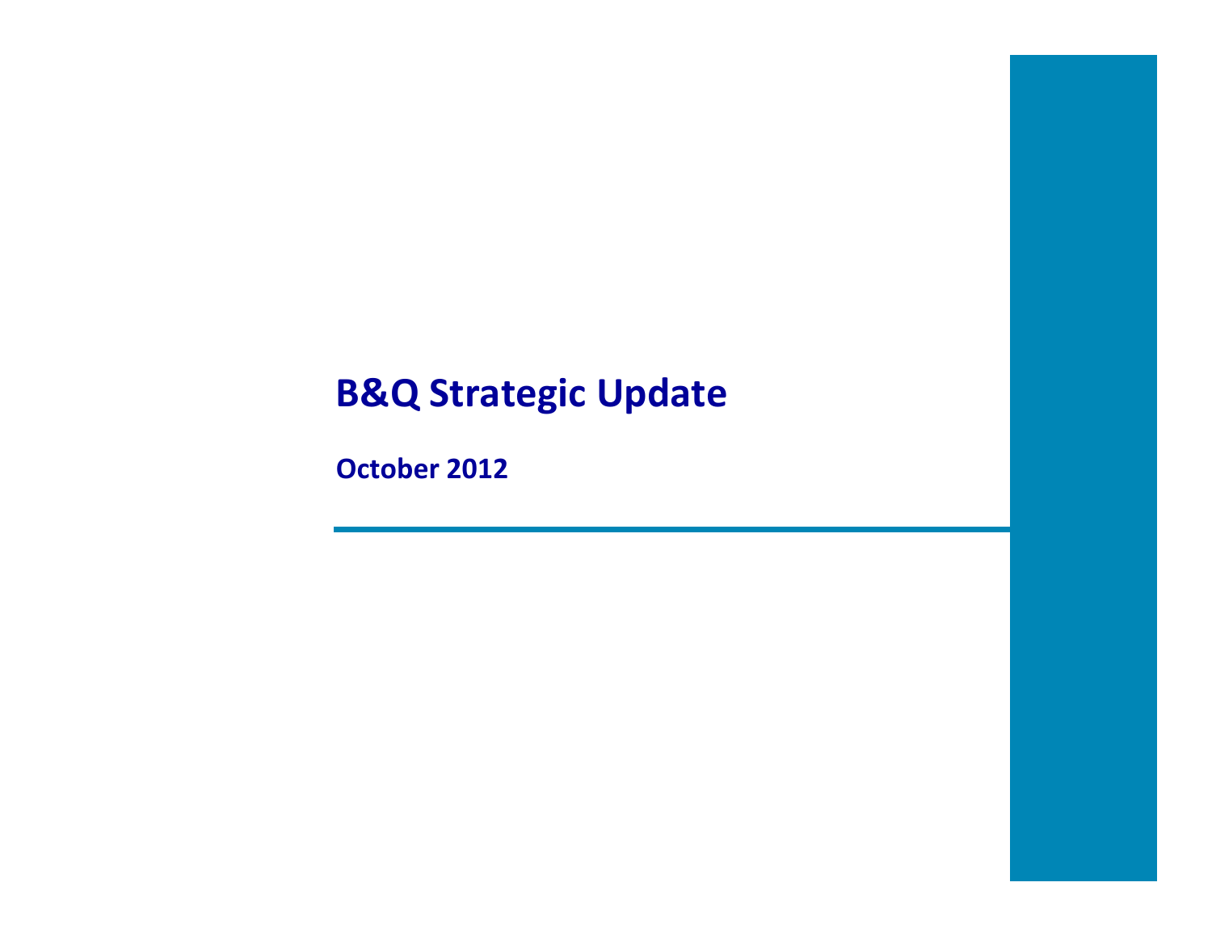# B&Q Strategic Update

**October 2012**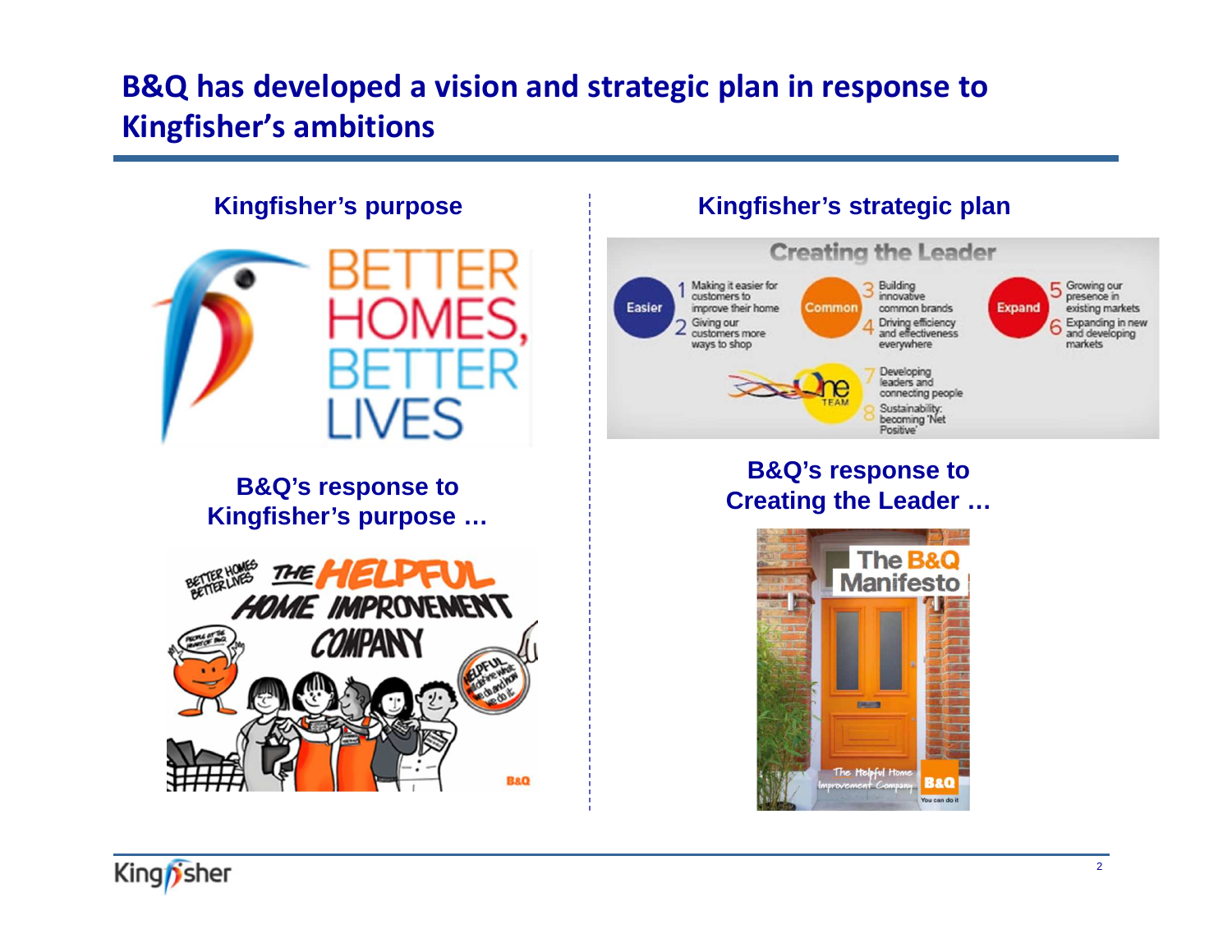# B&Q has developed a vision and strategic plan in response to Kingfisher's ambitions

## Kingfisher's purpose

BETTER HOMES, BETTER LIVES

## B&Q's response to Kingfisher's purpose …

BETTER HOMES BETTER LIVES

THE HELPFUL HOME IMPROVEMENT COMPANY

## Kingfisher's strategic plan

**Creating the Leader**

**Easier**
1. Making it easier for customers to improve their home
2. Giving our customers more ways to shop

**Common**
3. Building innovative common brands
4. Driving efficiency and effectiveness everywhere

**Expand**
5. Growing our presence in existing markets
6. Expanding in new and developing markets

**One Team**
7. Developing leaders and connecting people
8. Sustainability: becoming 'Net Positive'

## B&Q's response to Creating the Leader …

The B&Q Manifesto

The Helpful Home Improvement Company

B&Q You can do it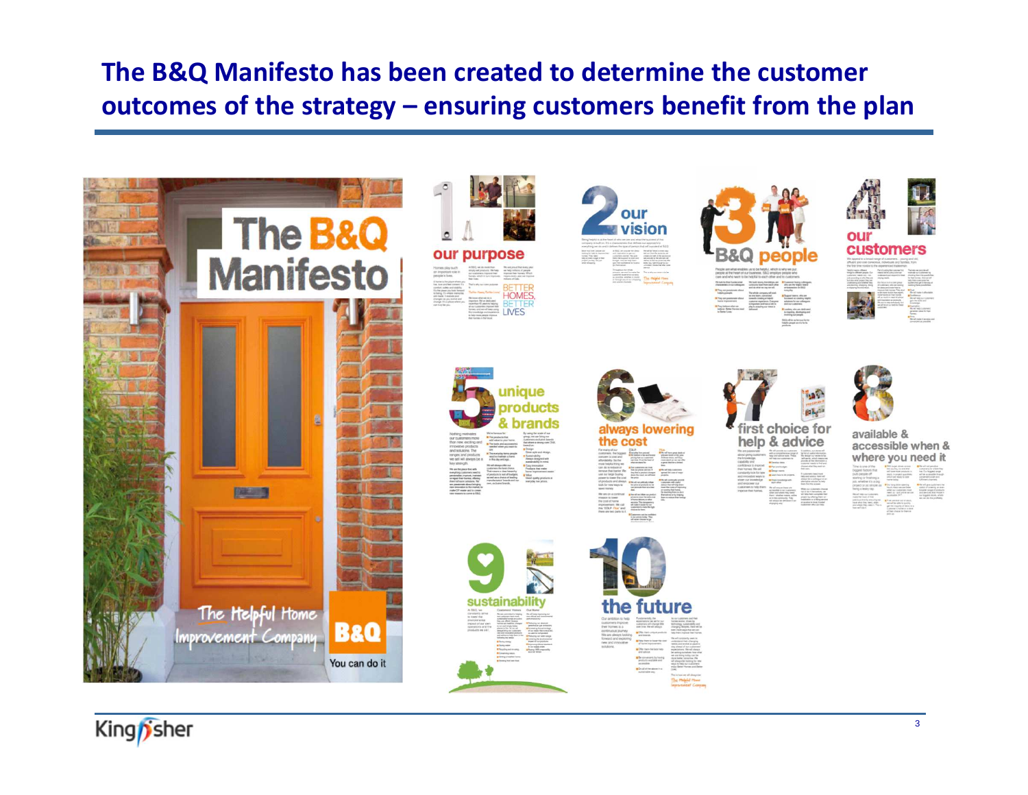# The B&Q Manifesto has been created to determine the customer outcomes of the strategy – ensuring customers benefit from the plan

The B&Q Manifesto

The Helpful Home Improvement Company

B&Q You can do it

1 our purpose

2 our vision

3 B&Q people

4 our customers

5 unique products & brands

6 always lowering the cost

7 first choice for help & advice

8 available & accessible when & where you need it

9 sustainability

10 the future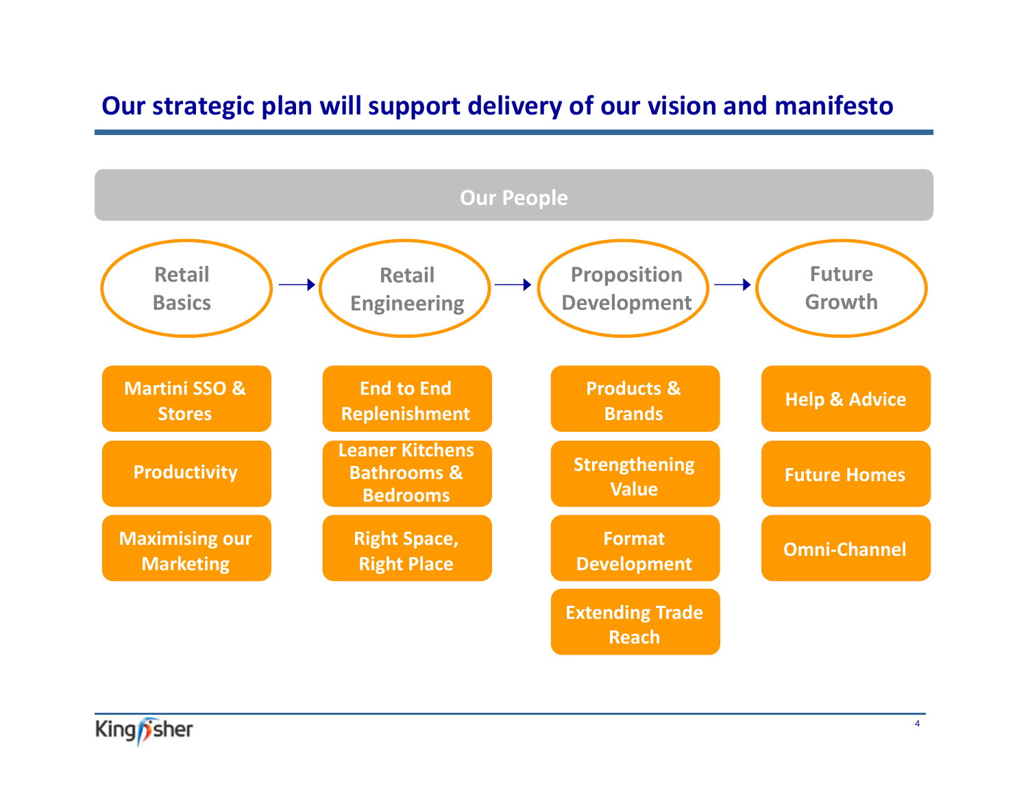# Our strategic plan will support delivery of our vision and manifesto

**Our People**

Retail Basics → Retail Engineering → Proposition Development → Future Growth

| Retail Basics | Retail Engineering | Proposition Development | Future Growth |
|---|---|---|---|
| Martini SSO & Stores | End to End Replenishment | Products & Brands | Help & Advice |
| Productivity | Leaner Kitchens Bathrooms & Bedrooms | Strengthening Value | Future Homes |
| Maximising our Marketing | Right Space, Right Place | Format Development | Omni-Channel |
| | | Extending Trade Reach | |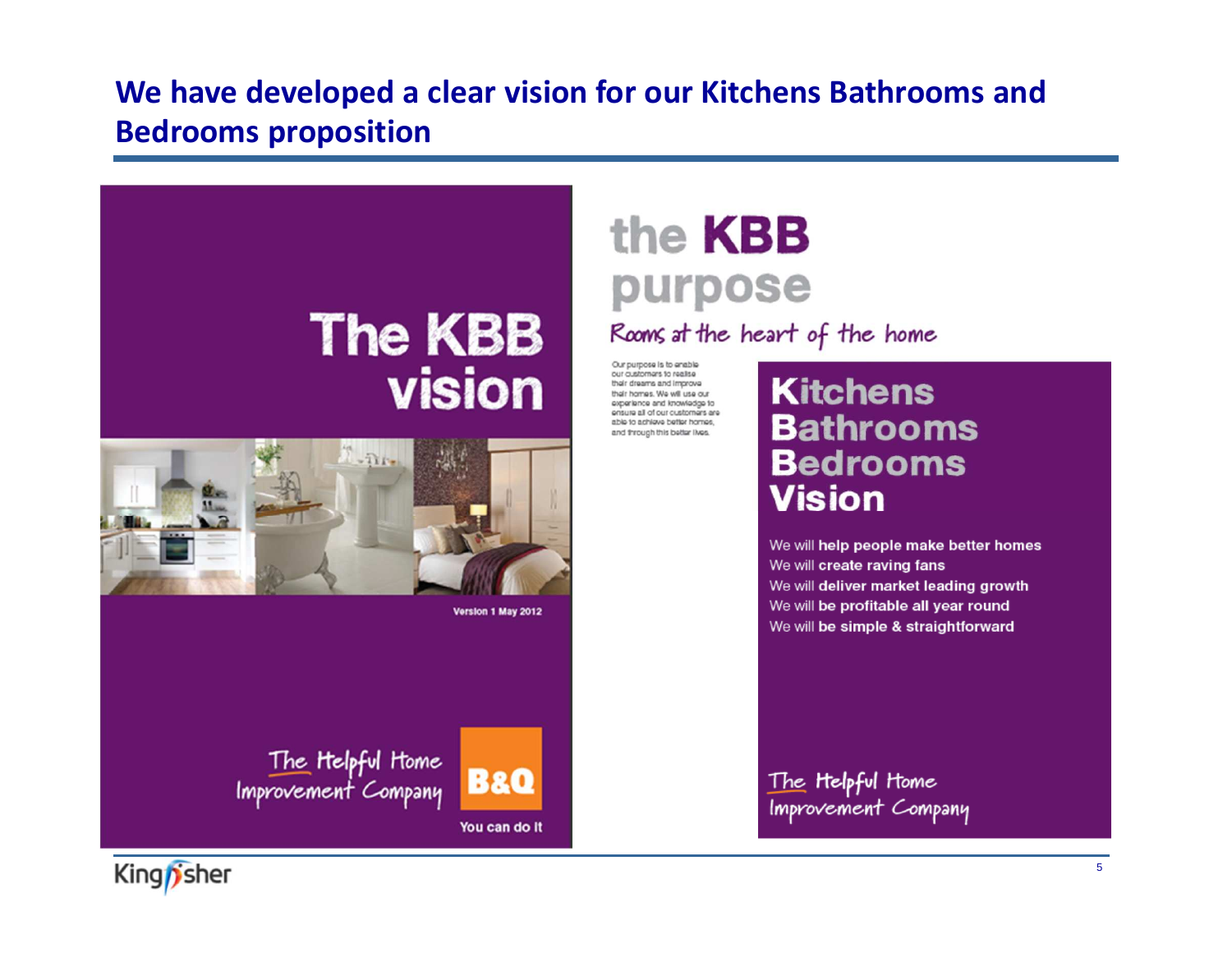# We have developed a clear vision for our Kitchens Bathrooms and Bedrooms proposition

## The KBB vision

Version 1 May 2012

The Helpful Home Improvement Company

B&Q

You can do it

## the KBB purpose

*Rooms at the heart of the home*

Our purpose is to enable our customers to realise their dreams and improve their homes. We will use our experience and knowledge to ensure all of our customers are able to achieve better homes, and through this better lives.

## Kitchens Bathrooms Bedrooms Vision

We will **help people make better homes**
We will **create raving fans**
We will **deliver market leading growth**
We will **be profitable all year round**
We will **be simple & straightforward**

The Helpful Home Improvement Company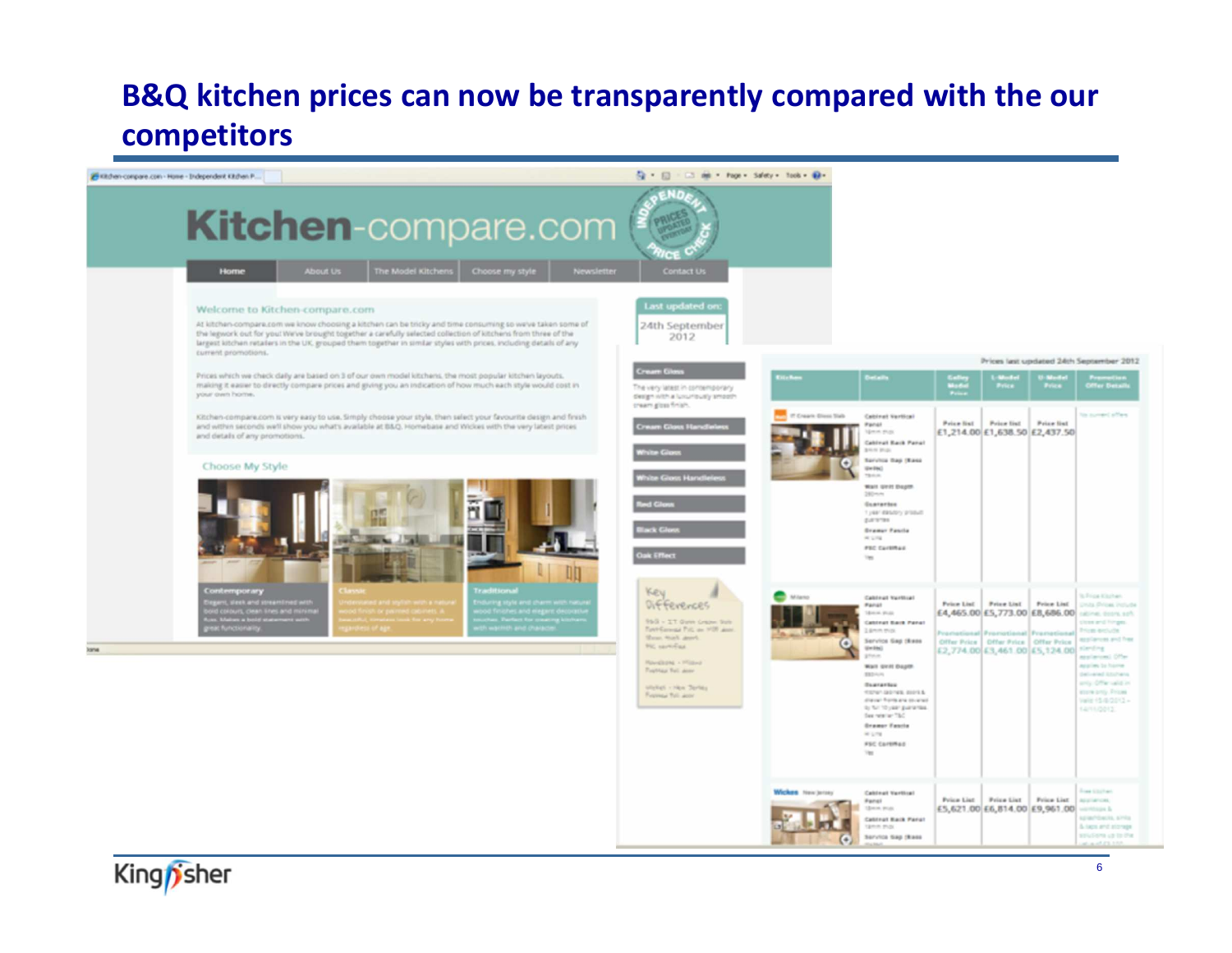## B&Q kitchen prices can now be transparently compared with the our competitors

Kitchen-compare.com

Home | About Us | The Model Kitchens | Choose my style | Newsletter | Contact Us

INDEPENDENT PRICE CHECK — PRICES UPDATED EVERYDAY

### Welcome to Kitchen-compare.com

At kitchen-compare.com we know choosing a kitchen can be tricky and time consuming so we've taken some of the legwork out for you! We've brought together a carefully selected collection of kitchens from three of the largest kitchen retailers in the UK, grouped them together in similar styles with prices, including details of any current promotions.

Prices which we check daily are based on 3 of our own model kitchens, the most popular kitchen layouts, making it easier to directly compare prices and giving you an indication of how much each style would cost in your own home.

Kitchen-compare.com is very easy to use. Simply choose your style, then select your favourite design and finish and within seconds we'll show you what's available at B&Q, Homebase and Wickes with the very latest prices and details of any promotions.

Last updated on: 24th September 2012

### Choose My Style

- **Contemporary** – Elegant, sleek and streamlined with bold colours, clean lines and minimal fuss. Makes a bold statement with great functionality.
- **Classic** – Understated and stylish with a natural wood finish or painted cabinets. A beautiful, timeless look for any home regardless of age.
- **Traditional** – Enduring style and charm with natural wood finishes and elegant decorative touches. Perfect for creating kitchens with warmth and character.

Cream Gloss – The very latest in contemporary design with a luxuriously smooth cream gloss finish.

- Cream Gloss Handleless
- White Gloss
- White Gloss Handleless
- Red Gloss
- Black Gloss
- Oak Effect

Prices last updated 24th September 2012

| Kitchen | Details | Galley Model Price | L-Model Price | U-Model Price | Promotion Offer Details |
|---|---|---|---|---|---|
| B&Q IT Cream Gloss Slab | Cabinet Vertical Panel; Cabinet Back Panel; Service Gap (Base Units); Wall Unit Depth; Guarantee; Drawer Fascia; FSC Certified | Price list £1,214.00 | Price list £1,638.50 | Price list £2,437.50 | No current offers |
| Homebase Milano | Cabinet Vertical Panel; Cabinet Back Panel; Service Gap (Base Units); Wall Unit Depth; Guarantee; Drawer Fascia; FSC Certified | Price List £4,465.00 Promotional Offer Price £2,774.00 | Price List £5,773.00 Promotional Offer Price £3,461.00 | Price List £8,686.00 Promotional Offer Price £5,124.00 | |
| Wickes New Jersey | Cabinet Vertical Panel; Cabinet Back Panel; Service Gap (Base Units) | Price List £5,621.00 | Price List £6,814.00 | Price List £9,961.00 | |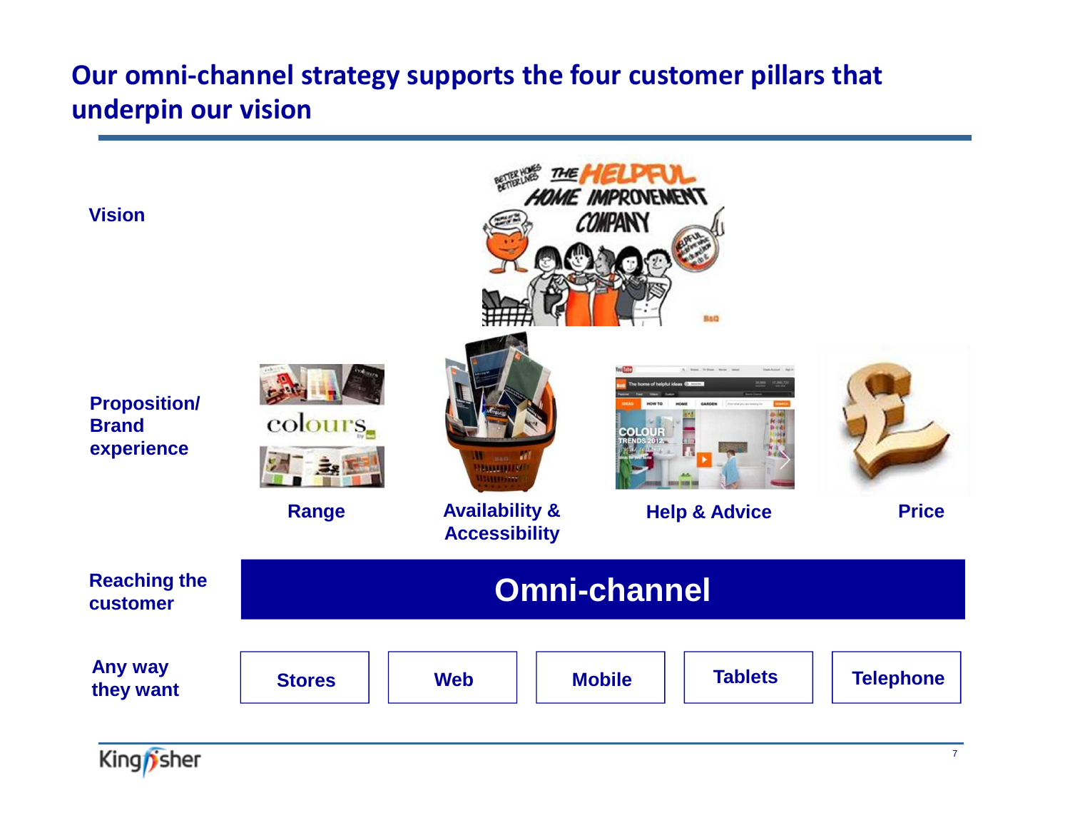# Our omni-channel strategy supports the four customer pillars that underpin our vision

**Vision**

**Proposition/ Brand experience**

- **Range**
- **Availability & Accessibility**
- **Help & Advice**
- **Price**

**Reaching the customer**

**Omni-channel**

**Any way they want**

- **Stores**
- **Web**
- **Mobile**
- **Tablets**
- **Telephone**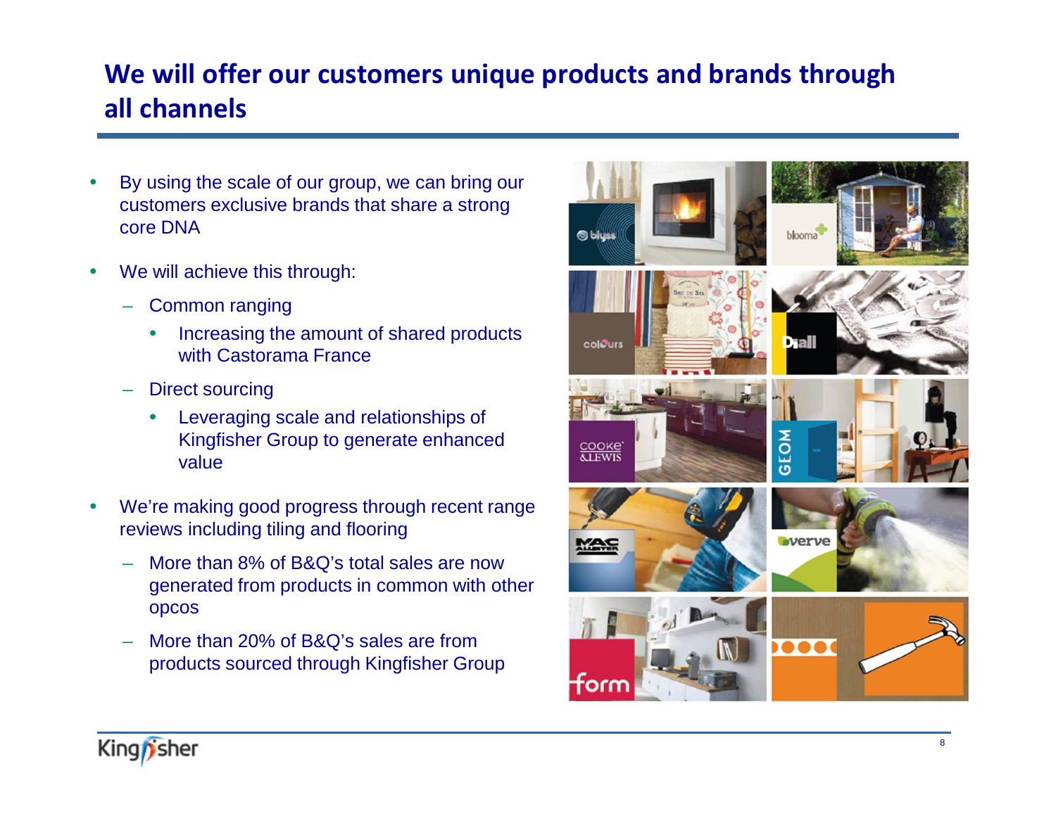# We will offer our customers unique products and brands through all channels

- By using the scale of our group, we can bring our customers exclusive brands that share a strong core DNA
- We will achieve this through:
  - Common ranging
    - Increasing the amount of shared products with Castorama France
  - Direct sourcing
    - Leveraging scale and relationships of Kingfisher Group to generate enhanced value
- We're making good progress through recent range reviews including tiling and flooring
  - More than 8% of B&Q's total sales are now generated from products in common with other opcos
  - More than 20% of B&Q's sales are from products sourced through Kingfisher Group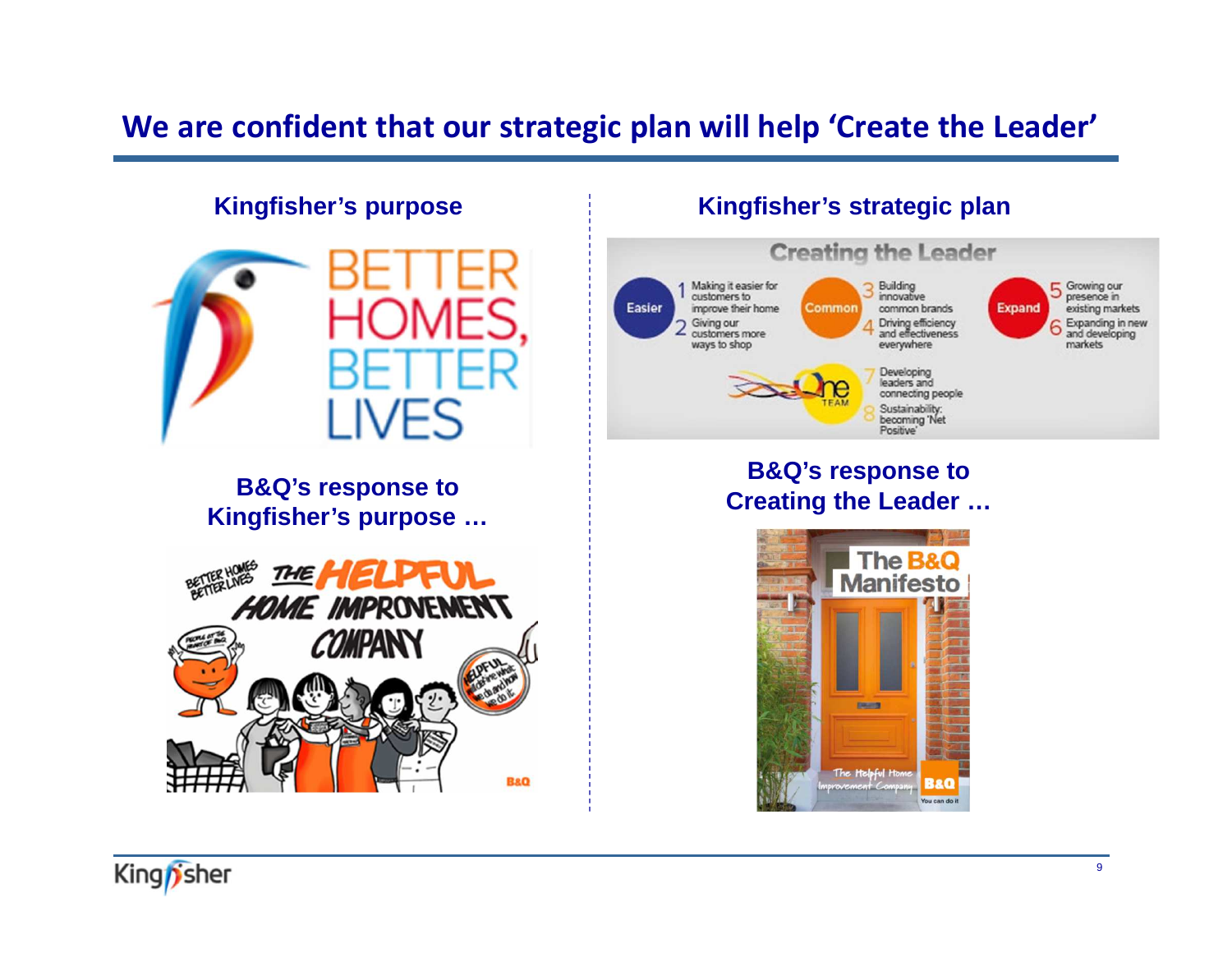# We are confident that our strategic plan will help 'Create the Leader'

## Kingfisher's purpose

BETTER HOMES, BETTER LIVES

## B&Q's response to Kingfisher's purpose …

BETTER HOMES BETTER LIVES

THE HELPFUL HOME IMPROVEMENT COMPANY

## Kingfisher's strategic plan

**Creating the Leader**

**Easier**
1. Making it easier for customers to improve their home
2. Giving our customers more ways to shop

**Common**
3. Building innovative common brands
4. Driving efficiency and effectiveness everywhere

**Expand**
5. Growing our presence in existing markets
6. Expanding in new and developing markets

**One TEAM**
7. Developing leaders and connecting people
8. Sustainability: becoming 'Net Positive'

## B&Q's response to Creating the Leader …

The B&Q Manifesto

The Helpful Home Improvement Company

B&Q You can do it